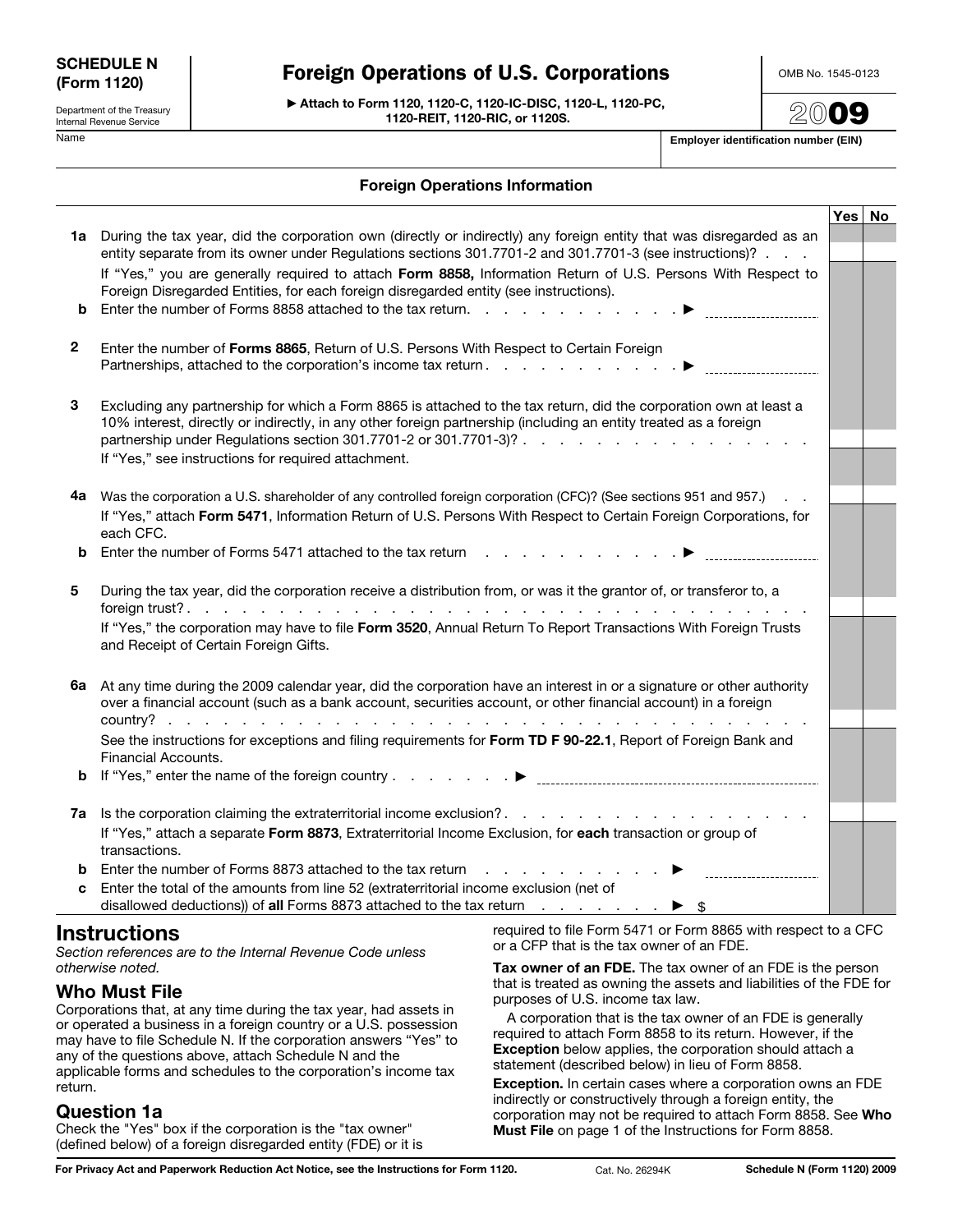**SCHEDULE N (Form 1120)**

Department of the Treasury
Internal Revenue Service

# Foreign Operations of U.S. Corporations

▶ Attach to Form 1120, 1120-C, 1120-IC-DISC, 1120-L, 1120-PC, 1120-REIT, 1120-RIC, or 1120S.

OMB No. 1545-0123

2009

Name

Employer identification number (EIN)

## Foreign Operations Information

| | | Yes | No |
|---|---|---|---|
| **1a** | During the tax year, did the corporation own (directly or indirectly) any foreign entity that was disregarded as an entity separate from its owner under Regulations sections 301.7701-2 and 301.7701-3 (see instructions)? . . . | | |
| | If "Yes," you are generally required to attach **Form 8858,** Information Return of U.S. Persons With Respect to Foreign Disregarded Entities, for each foreign disregarded entity (see instructions). | | |
| **b** | Enter the number of Forms 8858 attached to the tax return. . . . . . . . . . . . ▶ ________ | | |
| **2** | Enter the number of **Forms 8865**, Return of U.S. Persons With Respect to Certain Foreign Partnerships, attached to the corporation's income tax return . . . . . . . . . . . ▶ ________ | | |
| **3** | Excluding any partnership for which a Form 8865 is attached to the tax return, did the corporation own at least a 10% interest, directly or indirectly, in any other foreign partnership (including an entity treated as a foreign partnership under Regulations section 301.7701-2 or 301.7701-3)? . . . . . . . . . . . . . . . . . | | |
| | If "Yes," see instructions for required attachment. | | |
| **4a** | Was the corporation a U.S. shareholder of any controlled foreign corporation (CFC)? (See sections 951 and 957.) . . | | |
| | If "Yes," attach **Form 5471**, Information Return of U.S. Persons With Respect to Certain Foreign Corporations, for each CFC. | | |
| **b** | Enter the number of Forms 5471 attached to the tax return . . . . . . . . . . . . ▶ ________ | | |
| **5** | During the tax year, did the corporation receive a distribution from, or was it the grantor of, or transferor to, a foreign trust? . . . . . . . . . . . . . . . . . . . . . . . . . . . . . . . . . . . . | | |
| | If "Yes," the corporation may have to file **Form 3520**, Annual Return To Report Transactions With Foreign Trusts and Receipt of Certain Foreign Gifts. | | |
| **6a** | At any time during the 2009 calendar year, did the corporation have an interest in or a signature or other authority over a financial account (such as a bank account, securities account, or other financial account) in a foreign country? . . . . . . . . . . . . . . . . . . . . . . . . . . . . . . . . . . . . | | |
| | See the instructions for exceptions and filing requirements for **Form TD F 90-22.1**, Report of Foreign Bank and Financial Accounts. | | |
| **b** | If "Yes," enter the name of the foreign country . . . . . . . . ▶ ________ | | |
| **7a** | Is the corporation claiming the extraterritorial income exclusion? . . . . . . . . . . . . . . . . . . . | | |
| | If "Yes," attach a separate **Form 8873**, Extraterritorial Income Exclusion, for **each** transaction or group of transactions. | | |
| **b** | Enter the number of Forms 8873 attached to the tax return . . . . . . . . . . . . ▶ ________ | | |
| **c** | Enter the total of the amounts from line 52 (extraterritorial income exclusion (net of disallowed deductions)) of **all** Forms 8873 attached to the tax return . . . . . . . . ▶ $ | | |

# Instructions

*Section references are to the Internal Revenue Code unless otherwise noted.*

## Who Must File

Corporations that, at any time during the tax year, had assets in or operated a business in a foreign country or a U.S. possession may have to file Schedule N. If the corporation answers "Yes" to any of the questions above, attach Schedule N and the applicable forms and schedules to the corporation's income tax return.

## Question 1a

Check the "Yes" box if the corporation is the "tax owner" (defined below) of a foreign disregarded entity (FDE) or it is required to file Form 5471 or Form 8865 with respect to a CFC or a CFP that is the tax owner of an FDE.

**Tax owner of an FDE.** The tax owner of an FDE is the person that is treated as owning the assets and liabilities of the FDE for purposes of U.S. income tax law.

A corporation that is the tax owner of an FDE is generally required to attach Form 8858 to its return. However, if the **Exception** below applies, the corporation should attach a statement (described below) in lieu of Form 8858.

**Exception.** In certain cases where a corporation owns an FDE indirectly or constructively through a foreign entity, the corporation may not be required to attach Form 8858. See **Who Must File** on page 1 of the Instructions for Form 8858.

For Privacy Act and Paperwork Reduction Act Notice, see the Instructions for Form 1120. Cat. No. 26294K Schedule N (Form 1120) 2009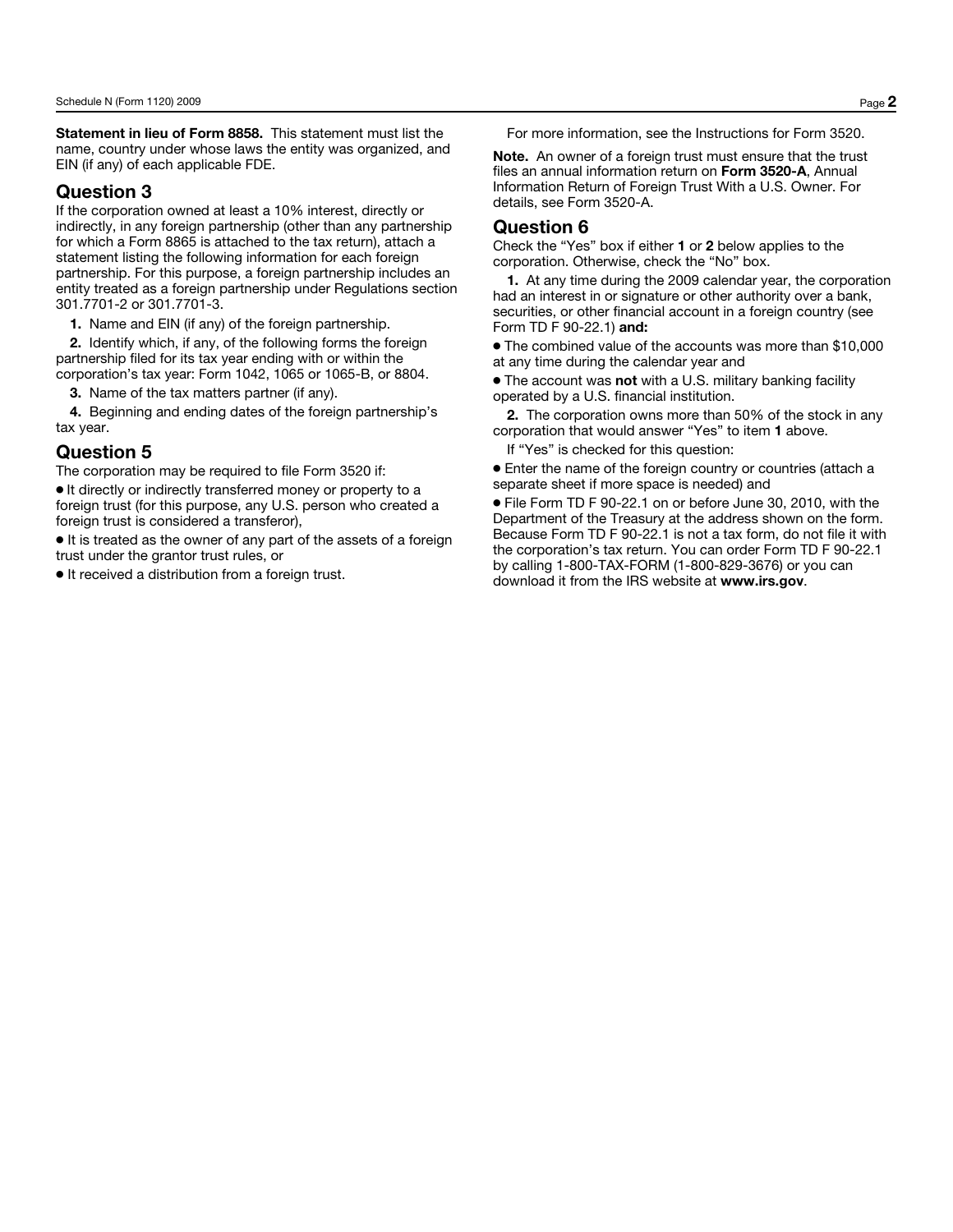**Statement in lieu of Form 8858.** This statement must list the name, country under whose laws the entity was organized, and EIN (if any) of each applicable FDE.

## Question 3

If the corporation owned at least a 10% interest, directly or indirectly, in any foreign partnership (other than any partnership for which a Form 8865 is attached to the tax return), attach a statement listing the following information for each foreign partnership. For this purpose, a foreign partnership includes an entity treated as a foreign partnership under Regulations section 301.7701-2 or 301.7701-3.

**1.** Name and EIN (if any) of the foreign partnership.

**2.** Identify which, if any, of the following forms the foreign partnership filed for its tax year ending with or within the corporation's tax year: Form 1042, 1065 or 1065-B, or 8804.

**3.** Name of the tax matters partner (if any).

**4.** Beginning and ending dates of the foreign partnership's tax year.

## Question 5

The corporation may be required to file Form 3520 if:

- It directly or indirectly transferred money or property to a foreign trust (for this purpose, any U.S. person who created a foreign trust is considered a transferor),
- It is treated as the owner of any part of the assets of a foreign trust under the grantor trust rules, or
- It received a distribution from a foreign trust.

For more information, see the Instructions for Form 3520.

**Note.** An owner of a foreign trust must ensure that the trust files an annual information return on **Form 3520-A**, Annual Information Return of Foreign Trust With a U.S. Owner. For details, see Form 3520-A.

## Question 6

Check the "Yes" box if either **1** or **2** below applies to the corporation. Otherwise, check the "No" box.

**1.** At any time during the 2009 calendar year, the corporation had an interest in or signature or other authority over a bank, securities, or other financial account in a foreign country (see Form TD F 90-22.1) **and:**

- The combined value of the accounts was more than $10,000 at any time during the calendar year and
- The account was **not** with a U.S. military banking facility operated by a U.S. financial institution.

**2.** The corporation owns more than 50% of the stock in any corporation that would answer "Yes" to item **1** above.

If "Yes" is checked for this question:

- Enter the name of the foreign country or countries (attach a separate sheet if more space is needed) and
- File Form TD F 90-22.1 on or before June 30, 2010, with the Department of the Treasury at the address shown on the form. Because Form TD F 90-22.1 is not a tax form, do not file it with the corporation's tax return. You can order Form TD F 90-22.1 by calling 1-800-TAX-FORM (1-800-829-3676) or you can download it from the IRS website at **www.irs.gov**.